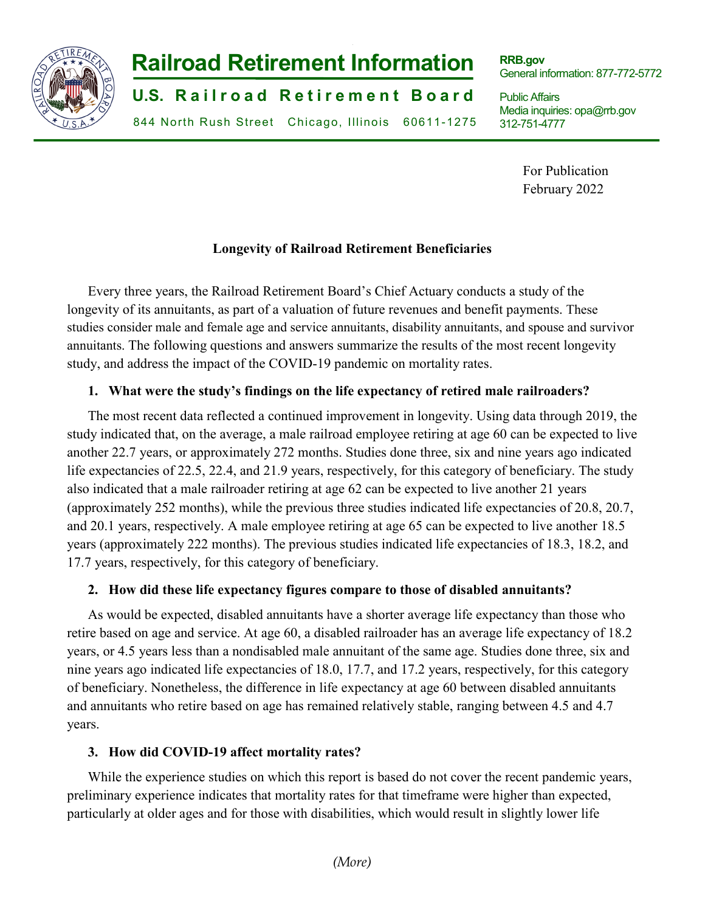# Railroad Retirement Information

**U.S. Railroad Retirement Board**

844 North Rush Street Chicago, Illinois 60611-1275

**RRB.gov**
General information: 877-772-5772

Public Affairs
Media inquiries: opa@rrb.gov
312-751-4777

For Publication
February 2022

## Longevity of Railroad Retirement Beneficiaries

Every three years, the Railroad Retirement Board's Chief Actuary conducts a study of the longevity of its annuitants, as part of a valuation of future revenues and benefit payments. These studies consider male and female age and service annuitants, disability annuitants, and spouse and survivor annuitants. The following questions and answers summarize the results of the most recent longevity study, and address the impact of the COVID-19 pandemic on mortality rates.

### 1. What were the study's findings on the life expectancy of retired male railroaders?

The most recent data reflected a continued improvement in longevity. Using data through 2019, the study indicated that, on the average, a male railroad employee retiring at age 60 can be expected to live another 22.7 years, or approximately 272 months. Studies done three, six and nine years ago indicated life expectancies of 22.5, 22.4, and 21.9 years, respectively, for this category of beneficiary. The study also indicated that a male railroader retiring at age 62 can be expected to live another 21 years (approximately 252 months), while the previous three studies indicated life expectancies of 20.8, 20.7, and 20.1 years, respectively. A male employee retiring at age 65 can be expected to live another 18.5 years (approximately 222 months). The previous studies indicated life expectancies of 18.3, 18.2, and 17.7 years, respectively, for this category of beneficiary.

### 2. How did these life expectancy figures compare to those of disabled annuitants?

As would be expected, disabled annuitants have a shorter average life expectancy than those who retire based on age and service. At age 60, a disabled railroader has an average life expectancy of 18.2 years, or 4.5 years less than a nondisabled male annuitant of the same age. Studies done three, six and nine years ago indicated life expectancies of 18.0, 17.7, and 17.2 years, respectively, for this category of beneficiary. Nonetheless, the difference in life expectancy at age 60 between disabled annuitants and annuitants who retire based on age has remained relatively stable, ranging between 4.5 and 4.7 years.

### 3. How did COVID-19 affect mortality rates?

While the experience studies on which this report is based do not cover the recent pandemic years, preliminary experience indicates that mortality rates for that timeframe were higher than expected, particularly at older ages and for those with disabilities, which would result in slightly lower life

*(More)*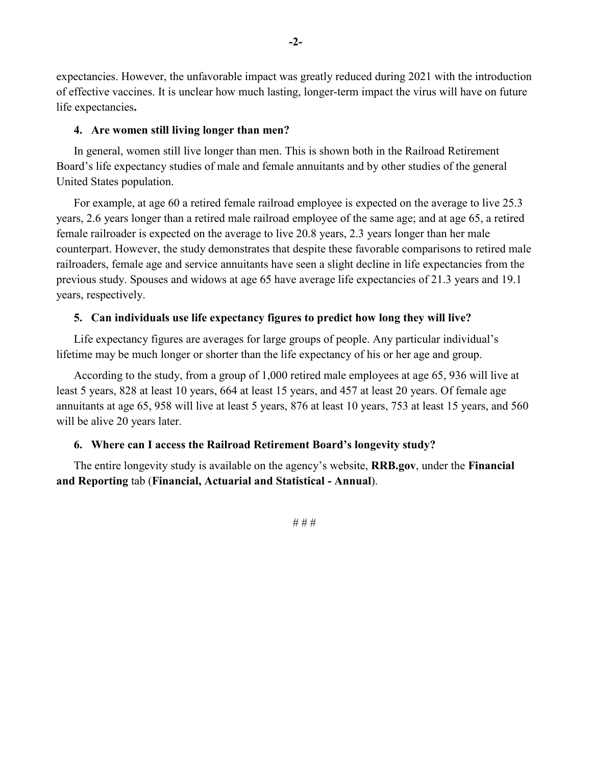expectancies. However, the unfavorable impact was greatly reduced during 2021 with the introduction of effective vaccines. It is unclear how much lasting, longer-term impact the virus will have on future life expectancies**.**

**4. Are women still living longer than men?**

In general, women still live longer than men. This is shown both in the Railroad Retirement Board's life expectancy studies of male and female annuitants and by other studies of the general United States population.

For example, at age 60 a retired female railroad employee is expected on the average to live 25.3 years, 2.6 years longer than a retired male railroad employee of the same age; and at age 65, a retired female railroader is expected on the average to live 20.8 years, 2.3 years longer than her male counterpart. However, the study demonstrates that despite these favorable comparisons to retired male railroaders, female age and service annuitants have seen a slight decline in life expectancies from the previous study. Spouses and widows at age 65 have average life expectancies of 21.3 years and 19.1 years, respectively.

**5. Can individuals use life expectancy figures to predict how long they will live?**

Life expectancy figures are averages for large groups of people. Any particular individual's lifetime may be much longer or shorter than the life expectancy of his or her age and group.

According to the study, from a group of 1,000 retired male employees at age 65, 936 will live at least 5 years, 828 at least 10 years, 664 at least 15 years, and 457 at least 20 years. Of female age annuitants at age 65, 958 will live at least 5 years, 876 at least 10 years, 753 at least 15 years, and 560 will be alive 20 years later.

**6. Where can I access the Railroad Retirement Board's longevity study?**

The entire longevity study is available on the agency's website, **RRB.gov**, under the **Financial and Reporting** tab (**Financial, Actuarial and Statistical - Annual**).

# # #